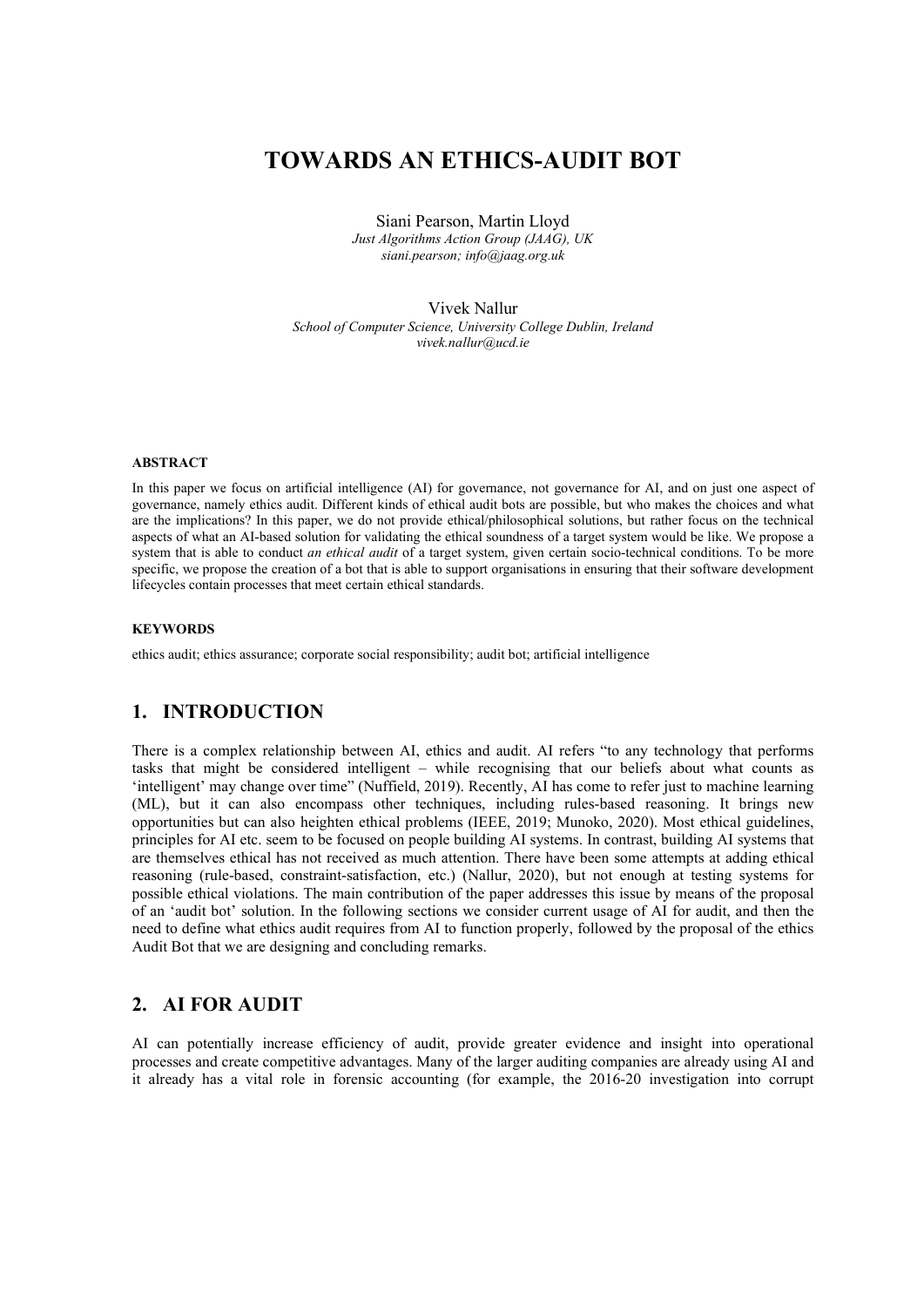# TOWARDS AN ETHICS-AUDIT BOT

Siani Pearson, Martin Lloyd
*Just Algorithms Action Group (JAAG), UK*
*siani.pearson; info@jaag.org.uk*

Vivek Nallur
*School of Computer Science, University College Dublin, Ireland*
*vivek.nallur@ucd.ie*

#### ABSTRACT

In this paper we focus on artificial intelligence (AI) for governance, not governance for AI, and on just one aspect of governance, namely ethics audit. Different kinds of ethical audit bots are possible, but who makes the choices and what are the implications? In this paper, we do not provide ethical/philosophical solutions, but rather focus on the technical aspects of what an AI-based solution for validating the ethical soundness of a target system would be like. We propose a system that is able to conduct *an ethical audit* of a target system, given certain socio-technical conditions. To be more specific, we propose the creation of a bot that is able to support organisations in ensuring that their software development lifecycles contain processes that meet certain ethical standards.

#### KEYWORDS

ethics audit; ethics assurance; corporate social responsibility; audit bot; artificial intelligence

## 1. INTRODUCTION

There is a complex relationship between AI, ethics and audit. AI refers "to any technology that performs tasks that might be considered intelligent – while recognising that our beliefs about what counts as 'intelligent' may change over time" (Nuffield, 2019). Recently, AI has come to refer just to machine learning (ML), but it can also encompass other techniques, including rules-based reasoning. It brings new opportunities but can also heighten ethical problems (IEEE, 2019; Munoko, 2020). Most ethical guidelines, principles for AI etc. seem to be focused on people building AI systems. In contrast, building AI systems that are themselves ethical has not received as much attention. There have been some attempts at adding ethical reasoning (rule-based, constraint-satisfaction, etc.) (Nallur, 2020), but not enough at testing systems for possible ethical violations. The main contribution of the paper addresses this issue by means of the proposal of an 'audit bot' solution. In the following sections we consider current usage of AI for audit, and then the need to define what ethics audit requires from AI to function properly, followed by the proposal of the ethics Audit Bot that we are designing and concluding remarks.

## 2. AI FOR AUDIT

AI can potentially increase efficiency of audit, provide greater evidence and insight into operational processes and create competitive advantages. Many of the larger auditing companies are already using AI and it already has a vital role in forensic accounting (for example, the 2016-20 investigation into corrupt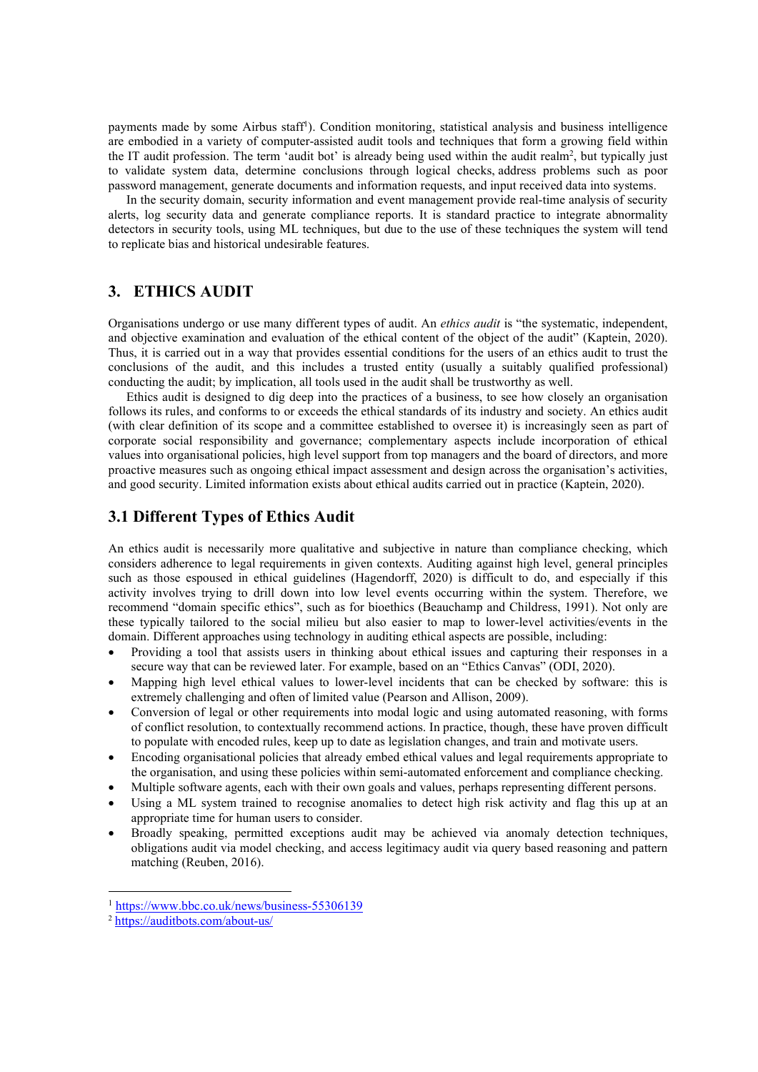payments made by some Airbus staff[1]). Condition monitoring, statistical analysis and business intelligence are embodied in a variety of computer-assisted audit tools and techniques that form a growing field within the IT audit profession. The term 'audit bot' is already being used within the audit realm[2], but typically just to validate system data, determine conclusions through logical checks, address problems such as poor password management, generate documents and information requests, and input received data into systems.

In the security domain, security information and event management provide real-time analysis of security alerts, log security data and generate compliance reports. It is standard practice to integrate abnormality detectors in security tools, using ML techniques, but due to the use of these techniques the system will tend to replicate bias and historical undesirable features.

## 3. ETHICS AUDIT

Organisations undergo or use many different types of audit. An *ethics audit* is "the systematic, independent, and objective examination and evaluation of the ethical content of the object of the audit" (Kaptein, 2020). Thus, it is carried out in a way that provides essential conditions for the users of an ethics audit to trust the conclusions of the audit, and this includes a trusted entity (usually a suitably qualified professional) conducting the audit; by implication, all tools used in the audit shall be trustworthy as well.

Ethics audit is designed to dig deep into the practices of a business, to see how closely an organisation follows its rules, and conforms to or exceeds the ethical standards of its industry and society. An ethics audit (with clear definition of its scope and a committee established to oversee it) is increasingly seen as part of corporate social responsibility and governance; complementary aspects include incorporation of ethical values into organisational policies, high level support from top managers and the board of directors, and more proactive measures such as ongoing ethical impact assessment and design across the organisation's activities, and good security. Limited information exists about ethical audits carried out in practice (Kaptein, 2020).

### 3.1 Different Types of Ethics Audit

An ethics audit is necessarily more qualitative and subjective in nature than compliance checking, which considers adherence to legal requirements in given contexts. Auditing against high level, general principles such as those espoused in ethical guidelines (Hagendorff, 2020) is difficult to do, and especially if this activity involves trying to drill down into low level events occurring within the system. Therefore, we recommend "domain specific ethics", such as for bioethics (Beauchamp and Childress, 1991). Not only are these typically tailored to the social milieu but also easier to map to lower-level activities/events in the domain. Different approaches using technology in auditing ethical aspects are possible, including:

- Providing a tool that assists users in thinking about ethical issues and capturing their responses in a secure way that can be reviewed later. For example, based on an "Ethics Canvas" (ODI, 2020).
- Mapping high level ethical values to lower-level incidents that can be checked by software: this is extremely challenging and often of limited value (Pearson and Allison, 2009).
- Conversion of legal or other requirements into modal logic and using automated reasoning, with forms of conflict resolution, to contextually recommend actions. In practice, though, these have proven difficult to populate with encoded rules, keep up to date as legislation changes, and train and motivate users.
- Encoding organisational policies that already embed ethical values and legal requirements appropriate to the organisation, and using these policies within semi-automated enforcement and compliance checking.
- Multiple software agents, each with their own goals and values, perhaps representing different persons.
- Using a ML system trained to recognise anomalies to detect high risk activity and flag this up at an appropriate time for human users to consider.
- Broadly speaking, permitted exceptions audit may be achieved via anomaly detection techniques, obligations audit via model checking, and access legitimacy audit via query based reasoning and pattern matching (Reuben, 2016).

[1] https://www.bbc.co.uk/news/business-55306139

[2] https://auditbots.com/about-us/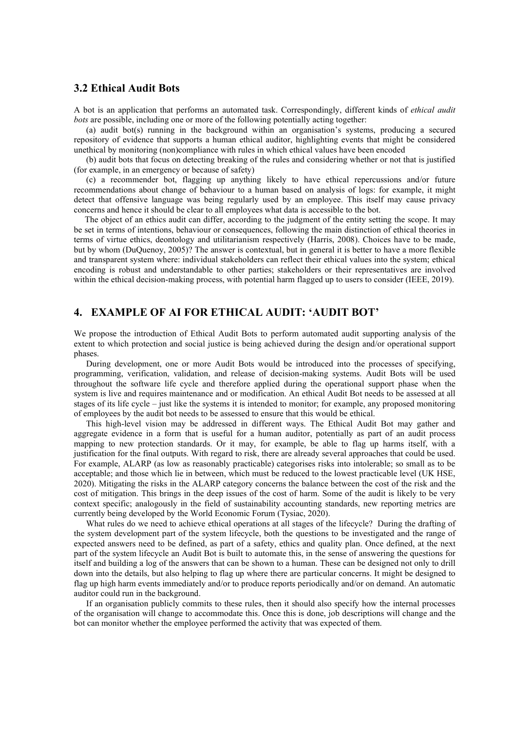## 3.2 Ethical Audit Bots

A bot is an application that performs an automated task. Correspondingly, different kinds of *ethical audit bots* are possible, including one or more of the following potentially acting together:

(a) audit bot(s) running in the background within an organisation's systems, producing a secured repository of evidence that supports a human ethical auditor, highlighting events that might be considered unethical by monitoring (non)compliance with rules in which ethical values have been encoded

(b) audit bots that focus on detecting breaking of the rules and considering whether or not that is justified (for example, in an emergency or because of safety)

(c) a recommender bot, flagging up anything likely to have ethical repercussions and/or future recommendations about change of behaviour to a human based on analysis of logs: for example, it might detect that offensive language was being regularly used by an employee. This itself may cause privacy concerns and hence it should be clear to all employees what data is accessible to the bot.

The object of an ethics audit can differ, according to the judgment of the entity setting the scope. It may be set in terms of intentions, behaviour or consequences, following the main distinction of ethical theories in terms of virtue ethics, deontology and utilitarianism respectively (Harris, 2008). Choices have to be made, but by whom (DuQuenoy, 2005)? The answer is contextual, but in general it is better to have a more flexible and transparent system where: individual stakeholders can reflect their ethical values into the system; ethical encoding is robust and understandable to other parties; stakeholders or their representatives are involved within the ethical decision-making process, with potential harm flagged up to users to consider (IEEE, 2019).

# 4. EXAMPLE OF AI FOR ETHICAL AUDIT: 'AUDIT BOT'

We propose the introduction of Ethical Audit Bots to perform automated audit supporting analysis of the extent to which protection and social justice is being achieved during the design and/or operational support phases.

During development, one or more Audit Bots would be introduced into the processes of specifying, programming, verification, validation, and release of decision-making systems. Audit Bots will be used throughout the software life cycle and therefore applied during the operational support phase when the system is live and requires maintenance and or modification. An ethical Audit Bot needs to be assessed at all stages of its life cycle – just like the systems it is intended to monitor; for example, any proposed monitoring of employees by the audit bot needs to be assessed to ensure that this would be ethical.

This high-level vision may be addressed in different ways. The Ethical Audit Bot may gather and aggregate evidence in a form that is useful for a human auditor, potentially as part of an audit process mapping to new protection standards. Or it may, for example, be able to flag up harms itself, with a justification for the final outputs. With regard to risk, there are already several approaches that could be used. For example, ALARP (as low as reasonably practicable) categorises risks into intolerable; so small as to be acceptable; and those which lie in between, which must be reduced to the lowest practicable level (UK HSE, 2020). Mitigating the risks in the ALARP category concerns the balance between the cost of the risk and the cost of mitigation. This brings in the deep issues of the cost of harm. Some of the audit is likely to be very context specific; analogously in the field of sustainability accounting standards, new reporting metrics are currently being developed by the World Economic Forum (Tysiac, 2020).

What rules do we need to achieve ethical operations at all stages of the lifecycle? During the drafting of the system development part of the system lifecycle, both the questions to be investigated and the range of expected answers need to be defined, as part of a safety, ethics and quality plan. Once defined, at the next part of the system lifecycle an Audit Bot is built to automate this, in the sense of answering the questions for itself and building a log of the answers that can be shown to a human. These can be designed not only to drill down into the details, but also helping to flag up where there are particular concerns. It might be designed to flag up high harm events immediately and/or to produce reports periodically and/or on demand. An automatic auditor could run in the background.

If an organisation publicly commits to these rules, then it should also specify how the internal processes of the organisation will change to accommodate this. Once this is done, job descriptions will change and the bot can monitor whether the employee performed the activity that was expected of them.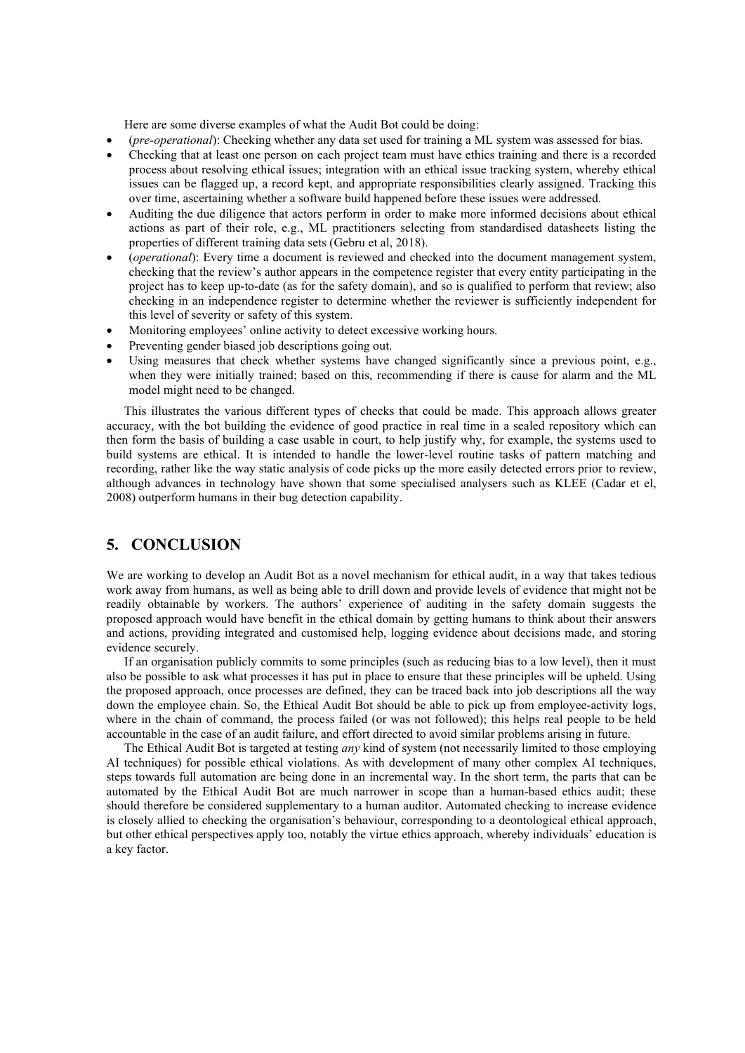Here are some diverse examples of what the Audit Bot could be doing:

- (*pre-operational*): Checking whether any data set used for training a ML system was assessed for bias.
- Checking that at least one person on each project team must have ethics training and there is a recorded process about resolving ethical issues; integration with an ethical issue tracking system, whereby ethical issues can be flagged up, a record kept, and appropriate responsibilities clearly assigned. Tracking this over time, ascertaining whether a software build happened before these issues were addressed.
- Auditing the due diligence that actors perform in order to make more informed decisions about ethical actions as part of their role, e.g., ML practitioners selecting from standardised datasheets listing the properties of different training data sets (Gebru et al, 2018).
- (*operational*): Every time a document is reviewed and checked into the document management system, checking that the review's author appears in the competence register that every entity participating in the project has to keep up-to-date (as for the safety domain), and so is qualified to perform that review; also checking in an independence register to determine whether the reviewer is sufficiently independent for this level of severity or safety of this system.
- Monitoring employees' online activity to detect excessive working hours.
- Preventing gender biased job descriptions going out.
- Using measures that check whether systems have changed significantly since a previous point, e.g., when they were initially trained; based on this, recommending if there is cause for alarm and the ML model might need to be changed.

This illustrates the various different types of checks that could be made. This approach allows greater accuracy, with the bot building the evidence of good practice in real time in a sealed repository which can then form the basis of building a case usable in court, to help justify why, for example, the systems used to build systems are ethical. It is intended to handle the lower-level routine tasks of pattern matching and recording, rather like the way static analysis of code picks up the more easily detected errors prior to review, although advances in technology have shown that some specialised analysers such as KLEE (Cadar et el, 2008) outperform humans in their bug detection capability.

## 5. CONCLUSION

We are working to develop an Audit Bot as a novel mechanism for ethical audit, in a way that takes tedious work away from humans, as well as being able to drill down and provide levels of evidence that might not be readily obtainable by workers. The authors' experience of auditing in the safety domain suggests the proposed approach would have benefit in the ethical domain by getting humans to think about their answers and actions, providing integrated and customised help, logging evidence about decisions made, and storing evidence securely.

If an organisation publicly commits to some principles (such as reducing bias to a low level), then it must also be possible to ask what processes it has put in place to ensure that these principles will be upheld. Using the proposed approach, once processes are defined, they can be traced back into job descriptions all the way down the employee chain. So, the Ethical Audit Bot should be able to pick up from employee-activity logs, where in the chain of command, the process failed (or was not followed); this helps real people to be held accountable in the case of an audit failure, and effort directed to avoid similar problems arising in future.

The Ethical Audit Bot is targeted at testing *any* kind of system (not necessarily limited to those employing AI techniques) for possible ethical violations. As with development of many other complex AI techniques, steps towards full automation are being done in an incremental way. In the short term, the parts that can be automated by the Ethical Audit Bot are much narrower in scope than a human-based ethics audit; these should therefore be considered supplementary to a human auditor. Automated checking to increase evidence is closely allied to checking the organisation's behaviour, corresponding to a deontological ethical approach, but other ethical perspectives apply too, notably the virtue ethics approach, whereby individuals' education is a key factor.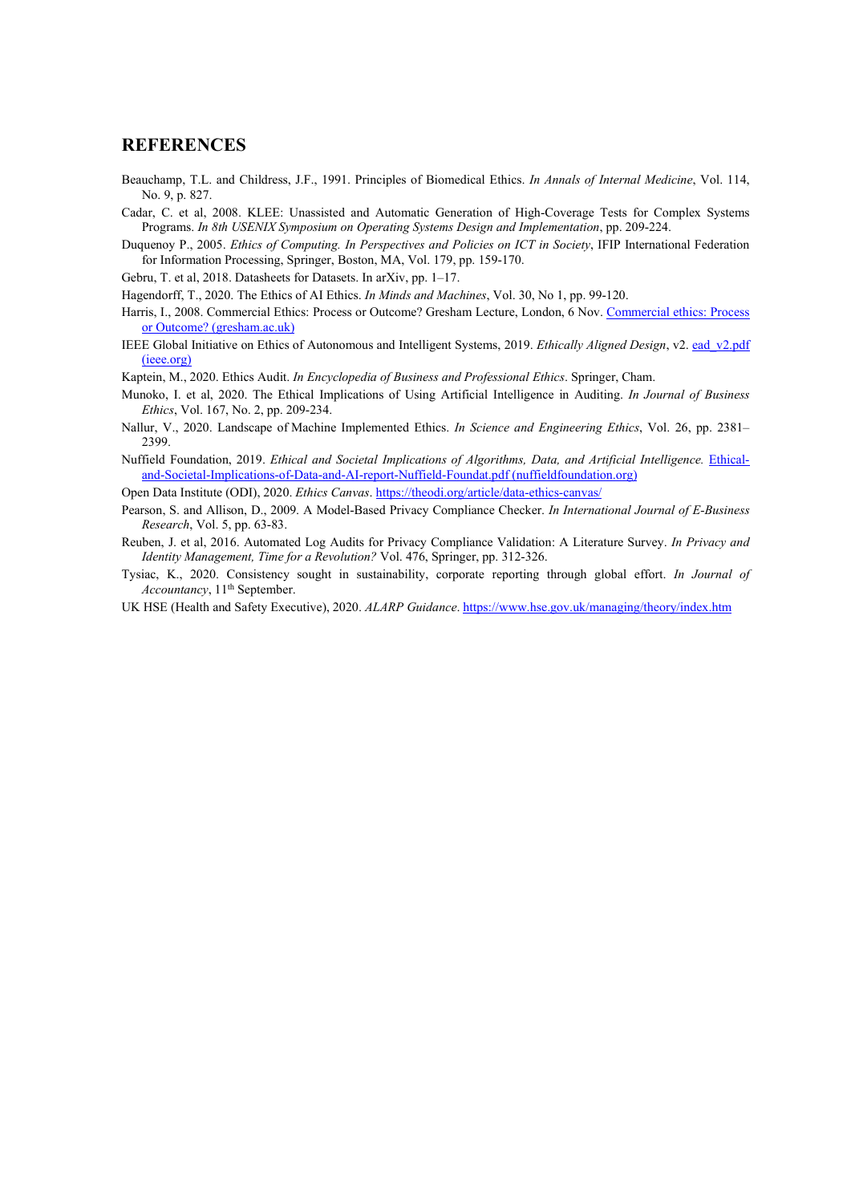## REFERENCES

Beauchamp, T.L. and Childress, J.F., 1991. Principles of Biomedical Ethics. *In Annals of Internal Medicine*, Vol. 114, No. 9, p. 827.

Cadar, C. et al, 2008. KLEE: Unassisted and Automatic Generation of High-Coverage Tests for Complex Systems Programs. *In 8th USENIX Symposium on Operating Systems Design and Implementation*, pp. 209-224.

Duquenoy P., 2005. *Ethics of Computing. In Perspectives and Policies on ICT in Society*, IFIP International Federation for Information Processing, Springer, Boston, MA, Vol. 179, pp. 159-170.

Gebru, T. et al, 2018. Datasheets for Datasets. In arXiv, pp. 1–17.

Hagendorff, T., 2020. The Ethics of AI Ethics. *In Minds and Machines*, Vol. 30, No 1, pp. 99-120.

Harris, I., 2008. Commercial Ethics: Process or Outcome? Gresham Lecture, London, 6 Nov. Commercial ethics: Process or Outcome? (gresham.ac.uk)

IEEE Global Initiative on Ethics of Autonomous and Intelligent Systems, 2019. *Ethically Aligned Design*, v2. ead_v2.pdf (ieee.org)

Kaptein, M., 2020. Ethics Audit. *In Encyclopedia of Business and Professional Ethics*. Springer, Cham.

Munoko, I. et al, 2020. The Ethical Implications of Using Artificial Intelligence in Auditing. *In Journal of Business Ethics*, Vol. 167, No. 2, pp. 209-234.

Nallur, V., 2020. Landscape of Machine Implemented Ethics. *In Science and Engineering Ethics*, Vol. 26, pp. 2381–2399.

Nuffield Foundation, 2019. *Ethical and Societal Implications of Algorithms, Data, and Artificial Intelligence.* Ethical-and-Societal-Implications-of-Data-and-AI-report-Nuffield-Foundat.pdf (nuffieldfoundation.org)

Open Data Institute (ODI), 2020. *Ethics Canvas*. https://theodi.org/article/data-ethics-canvas/

Pearson, S. and Allison, D., 2009. A Model-Based Privacy Compliance Checker. *In International Journal of E-Business Research*, Vol. 5, pp. 63-83.

Reuben, J. et al, 2016. Automated Log Audits for Privacy Compliance Validation: A Literature Survey. *In Privacy and Identity Management, Time for a Revolution?* Vol. 476, Springer, pp. 312-326.

Tysiac, K., 2020. Consistency sought in sustainability, corporate reporting through global effort. *In Journal of Accountancy*, 11th September.

UK HSE (Health and Safety Executive), 2020. *ALARP Guidance*. https://www.hse.gov.uk/managing/theory/index.htm